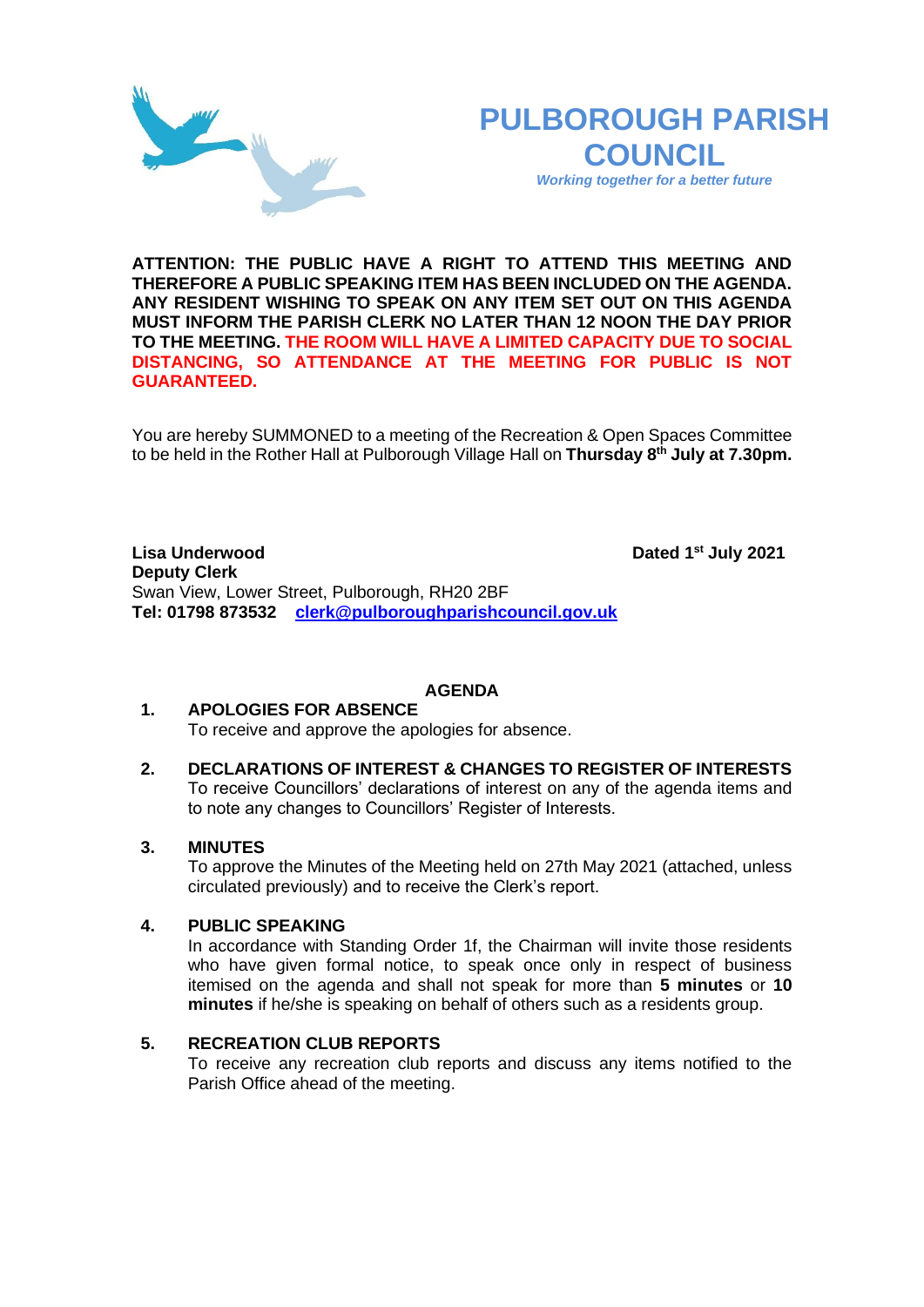# PULBOROUGH PARISH COUNCIL

*Working together for a better future*

**ATTENTION: THE PUBLIC HAVE A RIGHT TO ATTEND THIS MEETING AND THEREFORE A PUBLIC SPEAKING ITEM HAS BEEN INCLUDED ON THE AGENDA. ANY RESIDENT WISHING TO SPEAK ON ANY ITEM SET OUT ON THIS AGENDA MUST INFORM THE PARISH CLERK NO LATER THAN 12 NOON THE DAY PRIOR TO THE MEETING. THE ROOM WILL HAVE A LIMITED CAPACITY DUE TO SOCIAL DISTANCING, SO ATTENDANCE AT THE MEETING FOR PUBLIC IS NOT GUARANTEED.**

You are hereby SUMMONED to a meeting of the Recreation & Open Spaces Committee to be held in the Rother Hall at Pulborough Village Hall on **Thursday 8th July at 7.30pm.**

**Lisa Underwood** **Dated 1st July 2021**
**Deputy Clerk**
Swan View, Lower Street, Pulborough, RH20 2BF
**Tel: 01798 873532** **clerk@pulboroughparishcouncil.gov.uk**

## AGENDA

**1. APOLOGIES FOR ABSENCE**
To receive and approve the apologies for absence.

**2. DECLARATIONS OF INTEREST & CHANGES TO REGISTER OF INTERESTS**
To receive Councillors' declarations of interest on any of the agenda items and to note any changes to Councillors' Register of Interests.

**3. MINUTES**
To approve the Minutes of the Meeting held on 27th May 2021 (attached, unless circulated previously) and to receive the Clerk's report.

**4. PUBLIC SPEAKING**
In accordance with Standing Order 1f, the Chairman will invite those residents who have given formal notice, to speak once only in respect of business itemised on the agenda and shall not speak for more than **5 minutes** or **10 minutes** if he/she is speaking on behalf of others such as a residents group.

**5. RECREATION CLUB REPORTS**
To receive any recreation club reports and discuss any items notified to the Parish Office ahead of the meeting.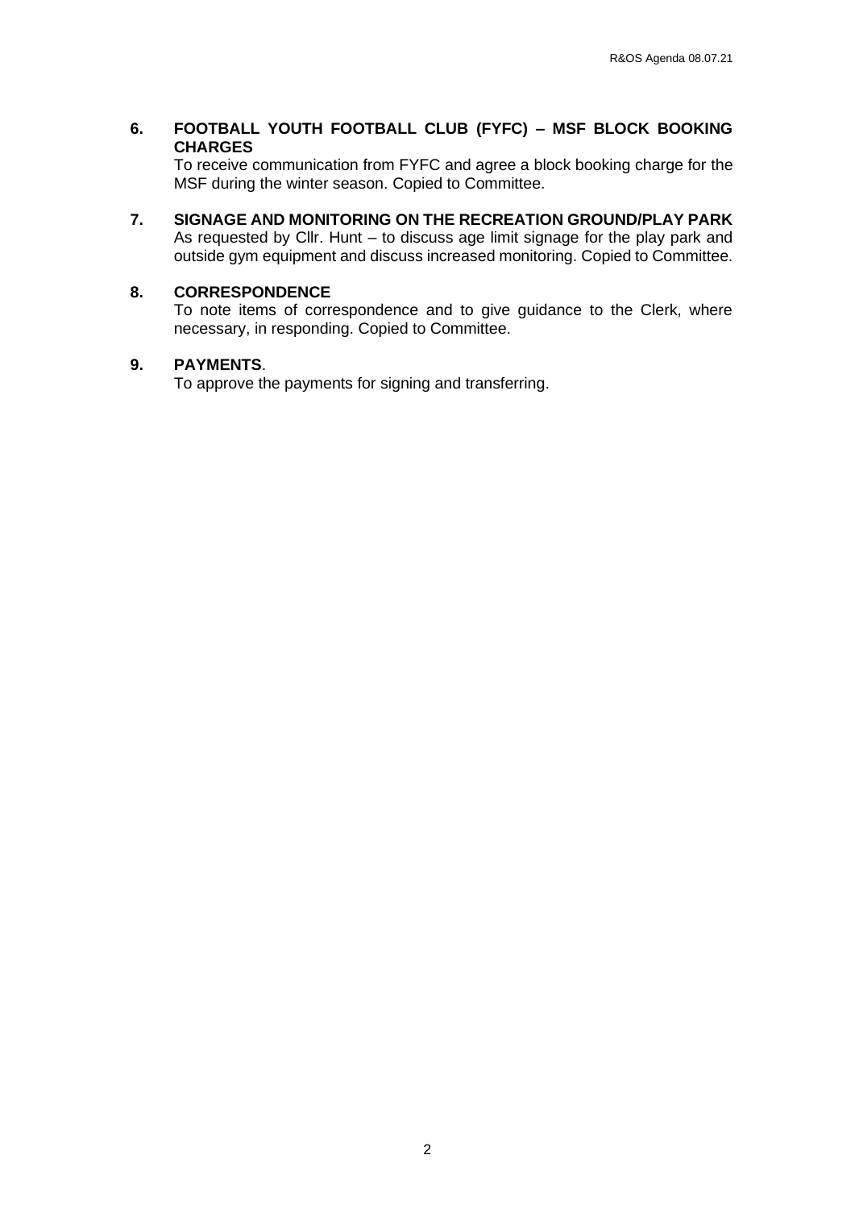**6. FOOTBALL YOUTH FOOTBALL CLUB (FYFC) – MSF BLOCK BOOKING CHARGES**

To receive communication from FYFC and agree a block booking charge for the MSF during the winter season. Copied to Committee.

**7. SIGNAGE AND MONITORING ON THE RECREATION GROUND/PLAY PARK**

As requested by Cllr. Hunt – to discuss age limit signage for the play park and outside gym equipment and discuss increased monitoring. Copied to Committee.

**8. CORRESPONDENCE**

To note items of correspondence and to give guidance to the Clerk, where necessary, in responding. Copied to Committee.

**9. PAYMENTS**.

To approve the payments for signing and transferring.